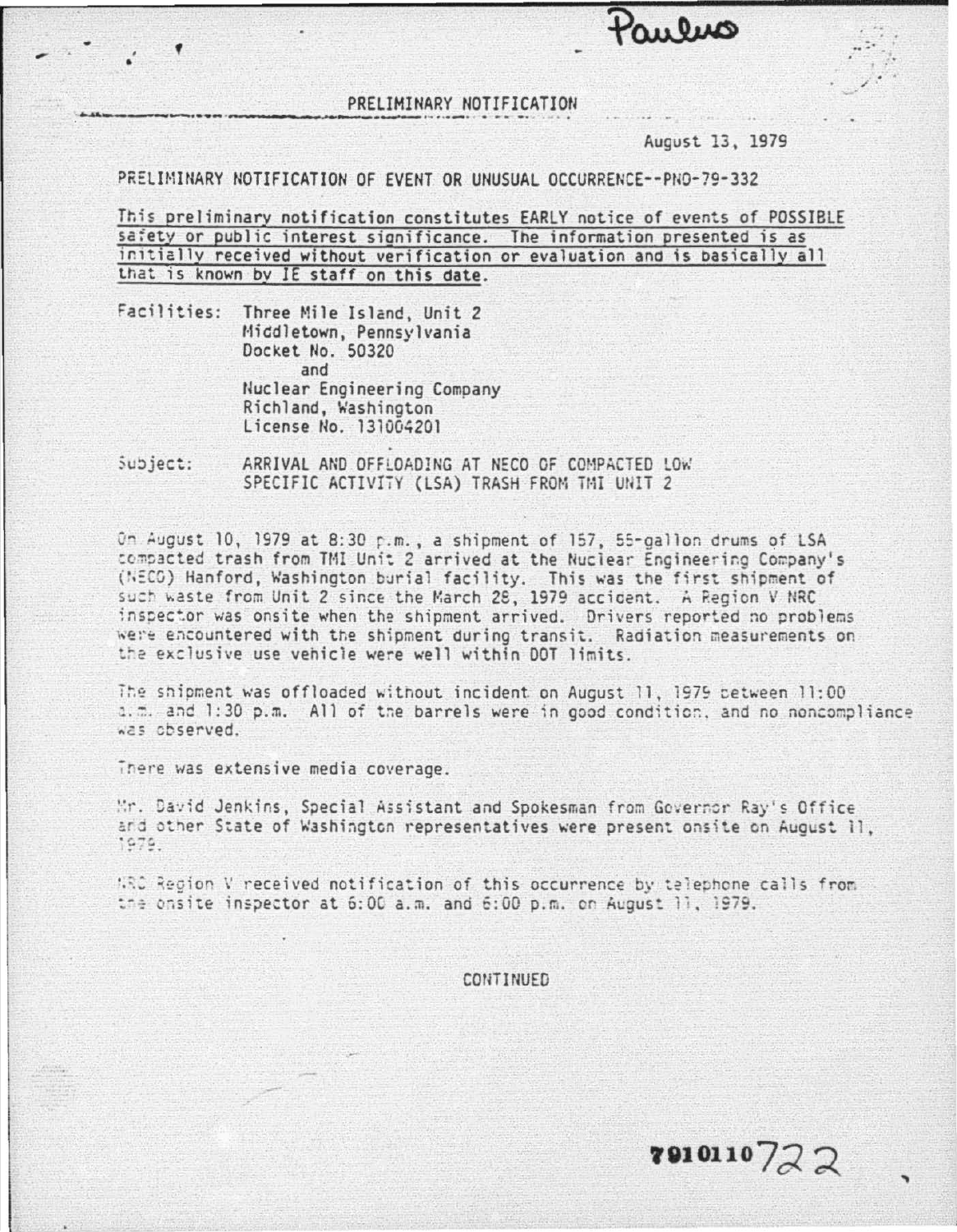Paulus

PRELIMINARY NOTIFICATION

August 13, 1979

PRELIMINARY NOTIFICATION OF EVENT OR UNUSUAL OCCURRENCE--PNO-79-332

This preliminary notification constitutes EARLY notice of events of POSSIBLE safety or public interest significance. The information presented is as initially received without verification or evaluation and is basically all that is known by IE staff on this date.

Facilities: Three Mile Island, Unit 2
Middletown, Pennsylvania
Docket No. 50320
and
Nuclear Engineering Company
Richland, Washington
License No. 131004201

Subject: ARRIVAL AND OFFLOADING AT NECO OF COMPACTED LOW SPECIFIC ACTIVITY (LSA) TRASH FROM TMI UNIT 2

On August 10, 1979 at 8:30 p.m., a shipment of 157, 55-gallon drums of LSA compacted trash from TMI Unit 2 arrived at the Nuclear Engineering Company's (NECO) Hanford, Washington burial facility. This was the first shipment of such waste from Unit 2 since the March 28, 1979 accident. A Region V NRC inspector was onsite when the shipment arrived. Drivers reported no problems were encountered with the shipment during transit. Radiation measurements on the exclusive use vehicle were well within DOT limits.

The shipment was offloaded without incident on August 11, 1979 between 11:00 a.m. and 1:30 p.m. All of the barrels were in good condition, and no noncompliance was observed.

There was extensive media coverage.

Mr. David Jenkins, Special Assistant and Spokesman from Governor Ray's Office and other State of Washington representatives were present onsite on August 11, 1979.

NRC Region V received notification of this occurrence by telephone calls from the onsite inspector at 6:00 a.m. and 6:00 p.m. on August 11, 1979.

CONTINUED

7910110722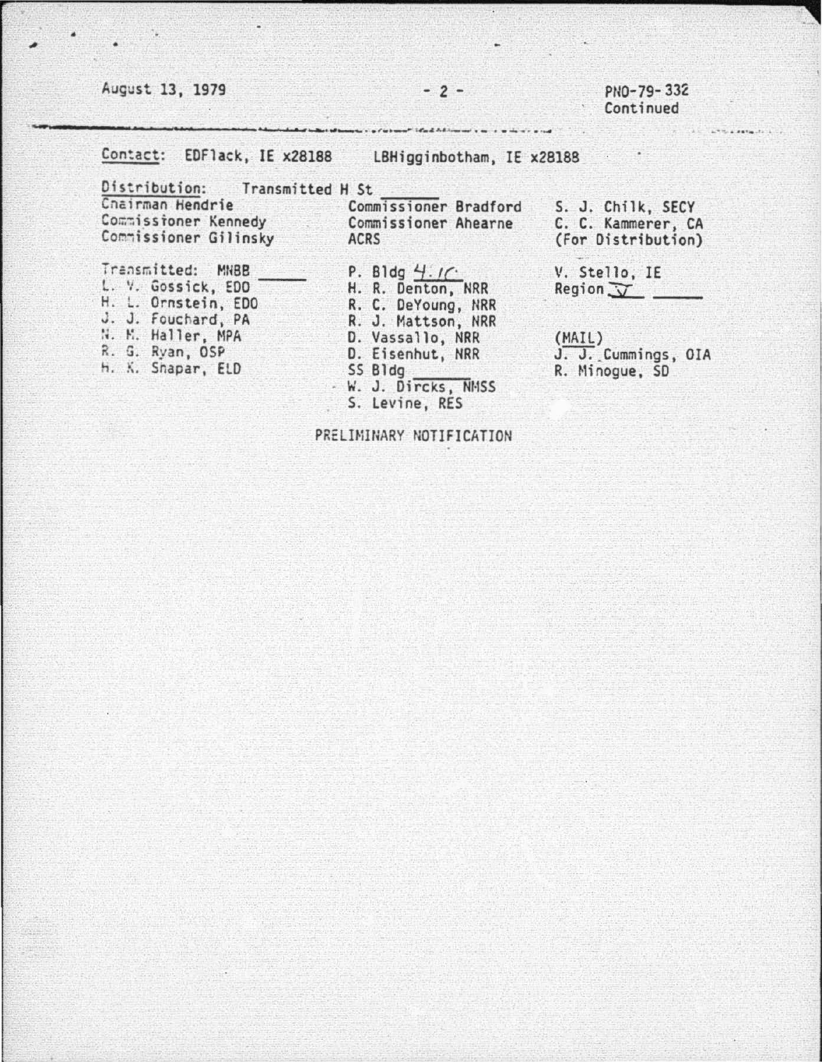August 13, 1979 - 2 - PNO-79-332 Continued

Contact: EDFlack, IE x28188 LBHigginbotham, IE x28188

Distribution: Transmitted H St ______

| | | |
|---|---|---|
| Chairman Hendrie | Commissioner Bradford | S. J. Chilk, SECY |
| Commissioner Kennedy | Commissioner Ahearne | C. C. Kammerer, CA |
| Commissioner Gilinsky | ACRS | (For Distribution) |

| | | |
|---|---|---|
| Transmitted: MNBB ______ | P. Bldg 4.10 | V. Stello, IE |
| L. V. Gossick, EDO | H. R. Denton, NRR | Region V ______ |
| H. L. Ornstein, EDO | R. C. DeYoung, NRR | |
| J. J. Fouchard, PA | R. J. Mattson, NRR | |
| N. M. Haller, MPA | D. Vassallo, NRR | (MAIL) |
| R. G. Ryan, OSP | D. Eisenhut, NRR | J. J. Cummings, OIA |
| H. K. Shapar, ELD | SS Bldg ______ | R. Minogue, SD |
| | W. J. Dircks, NMSS | |
| | S. Levine, RES | |

PRELIMINARY NOTIFICATION